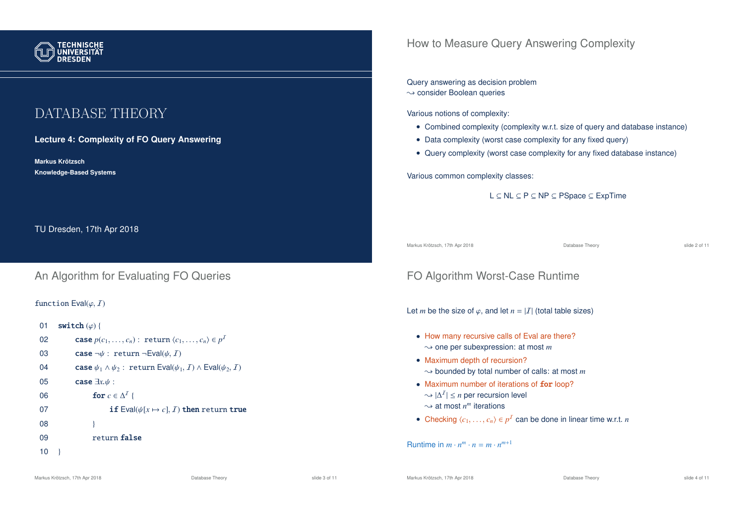# DATABASE THEORY

**Lecture 4: Complexity of FO Query Answering**

**Markus Krötzsch**
**Knowledge-Based Systems**

TU Dresden, 17th Apr 2018

## How to Measure Query Answering Complexity

Query answering as decision problem
$\leadsto$ consider Boolean queries

Various notions of complexity:

- Combined complexity (complexity w.r.t. size of query and database instance)
- Data complexity (worst case complexity for any fixed query)
- Query complexity (worst case complexity for any fixed database instance)

Various common complexity classes:

$$\text{L} \subseteq \text{NL} \subseteq \text{P} \subseteq \text{NP} \subseteq \text{PSpace} \subseteq \text{ExpTime}$$

## An Algorithm for Evaluating FO Queries

function Eval($\varphi$, $\mathcal{I}$)

```
01  switch (φ) {
02      case p(c_1, ..., c_n) : return ⟨c_1, ..., c_n⟩ ∈ p^I
03      case ¬ψ : return ¬Eval(ψ, I)
04      case ψ_1 ∧ ψ_2 : return Eval(ψ_1, I) ∧ Eval(ψ_2, I)
05      case ∃x.ψ :
06          for c ∈ Δ^I {
07              if Eval(ψ[x ↦ c], I) then return true
08          }
09          return false
10  }
```

## FO Algorithm Worst-Case Runtime

Let $m$ be the size of $\varphi$, and let $n = |\mathcal{I}|$ (total table sizes)

- How many recursive calls of Eval are there?
  $\leadsto$ one per subexpression: at most $m$
- Maximum depth of recursion?
  $\leadsto$ bounded by total number of calls: at most $m$
- Maximum number of iterations of **for** loop?
  $\leadsto$ $|\Delta^{\mathcal{I}}| \leq n$ per recursion level
  $\leadsto$ at most $n^m$ iterations
- Checking $\langle c_1, \ldots, c_n \rangle \in p^{\mathcal{I}}$ can be done in linear time w.r.t. $n$

Runtime in $m \cdot n^m \cdot n = m \cdot n^{m+1}$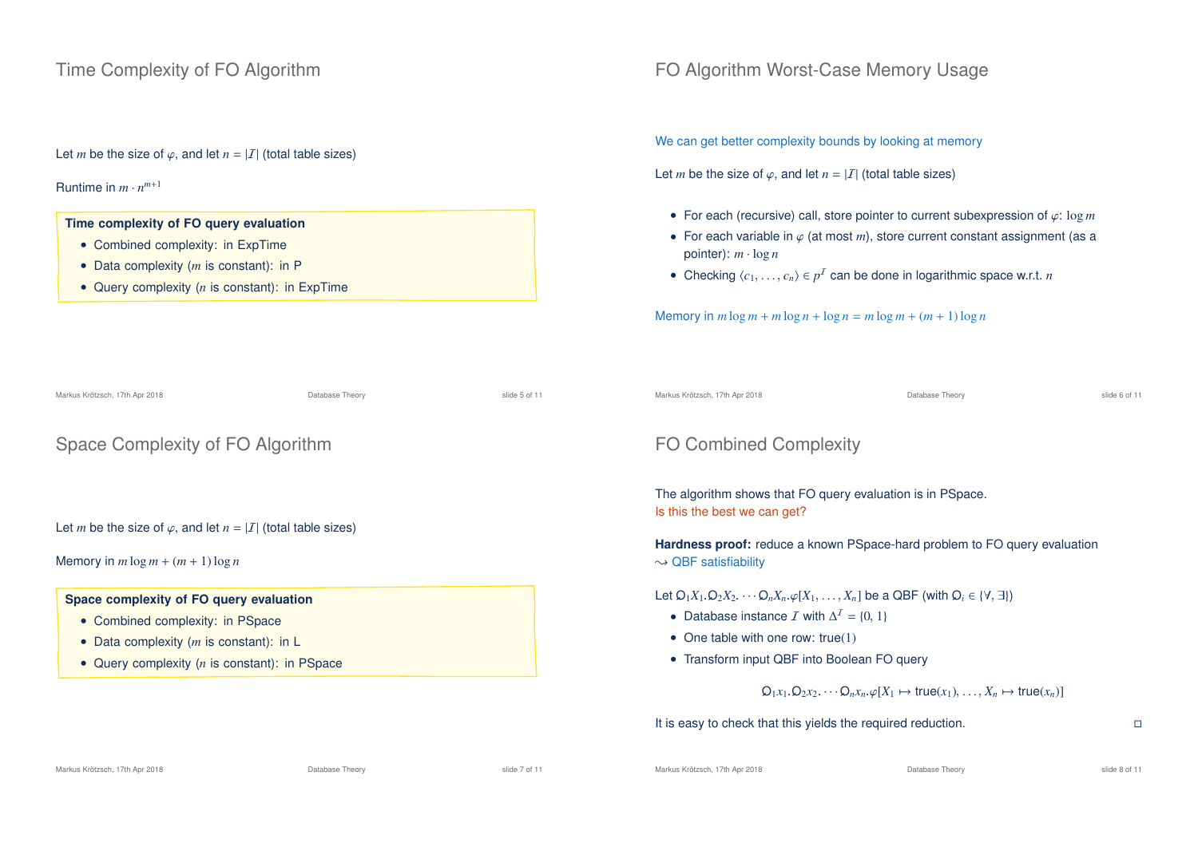## Time Complexity of FO Algorithm

Let $m$ be the size of $\varphi$, and let $n = |\mathcal{I}|$ (total table sizes)

Runtime in $m \cdot n^{m+1}$

**Time complexity of FO query evaluation**

- Combined complexity: in ExpTime
- Data complexity ($m$ is constant): in P
- Query complexity ($n$ is constant): in ExpTime

## FO Algorithm Worst-Case Memory Usage

We can get better complexity bounds by looking at memory

Let $m$ be the size of $\varphi$, and let $n = |\mathcal{I}|$ (total table sizes)

- For each (recursive) call, store pointer to current subexpression of $\varphi$: $\log m$
- For each variable in $\varphi$ (at most $m$), store current constant assignment (as a pointer): $m \cdot \log n$
- Checking $\langle c_1, \ldots, c_n \rangle \in p^{\mathcal{I}}$ can be done in logarithmic space w.r.t. $n$

Memory in $m \log m + m \log n + \log n = m \log m + (m + 1) \log n$

## Space Complexity of FO Algorithm

Let $m$ be the size of $\varphi$, and let $n = |\mathcal{I}|$ (total table sizes)

Memory in $m \log m + (m + 1) \log n$

**Space complexity of FO query evaluation**

- Combined complexity: in PSpace
- Data complexity ($m$ is constant): in L
- Query complexity ($n$ is constant): in PSpace

## FO Combined Complexity

The algorithm shows that FO query evaluation is in PSpace.
Is this the best we can get?

**Hardness proof:** reduce a known PSpace-hard problem to FO query evaluation
$\rightsquigarrow$ QBF satisfiability

Let $Q_1 X_1.Q_2 X_2.\cdots Q_n X_n.\varphi[X_1, \ldots, X_n]$ be a QBF (with $Q_i \in \{\forall, \exists\}$)

- Database instance $\mathcal{I}$ with $\Delta^{\mathcal{I}} = \{0, 1\}$
- One table with one row: true(1)
- Transform input QBF into Boolean FO query

$$Q_1 x_1.Q_2 x_2.\cdots Q_n x_n.\varphi[X_1 \mapsto \text{true}(x_1), \ldots, X_n \mapsto \text{true}(x_n)]$$

It is easy to check that this yields the required reduction. □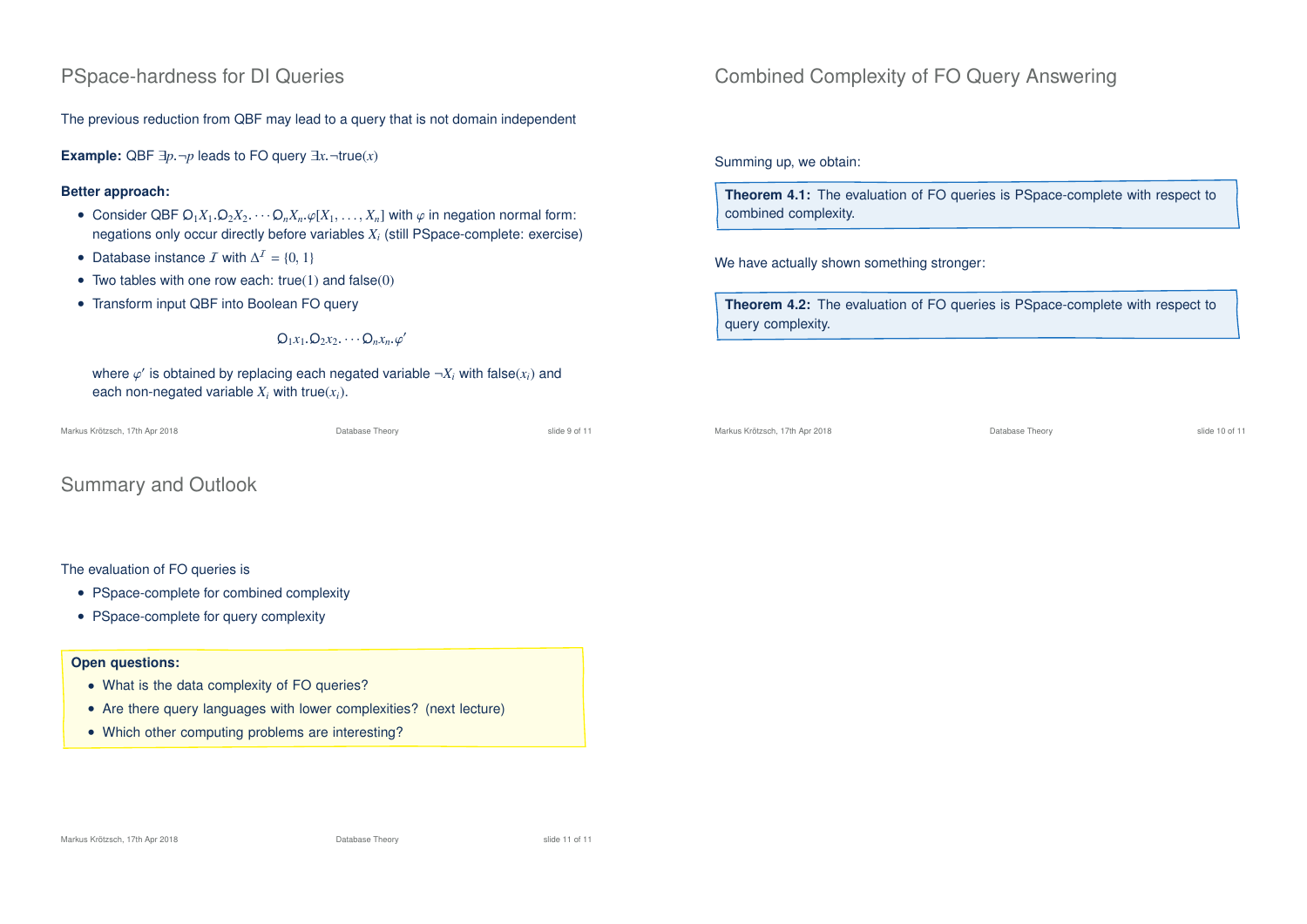## PSpace-hardness for DI Queries

The previous reduction from QBF may lead to a query that is not domain independent

**Example:** QBF $\exists p.\neg p$ leads to FO query $\exists x.\neg\mathsf{true}(x)$

**Better approach:**

- Consider QBF $\mathsf{Q}_1 X_1.\mathsf{Q}_2 X_2.\cdots\mathsf{Q}_n X_n.\varphi[X_1,\ldots,X_n]$ with $\varphi$ in negation normal form: negations only occur directly before variables $X_i$ (still PSpace-complete: exercise)
- Database instance $\mathcal{I}$ with $\Delta^{\mathcal{I}} = \{0, 1\}$
- Two tables with one row each: $\mathsf{true}(1)$ and $\mathsf{false}(0)$
- Transform input QBF into Boolean FO query

$$\mathsf{Q}_1 x_1.\mathsf{Q}_2 x_2.\cdots\mathsf{Q}_n x_n.\varphi'$$

where $\varphi'$ is obtained by replacing each negated variable $\neg X_i$ with $\mathsf{false}(x_i)$ and each non-negated variable $X_i$ with $\mathsf{true}(x_i)$.

## Combined Complexity of FO Query Answering

Summing up, we obtain:

**Theorem 4.1:** The evaluation of FO queries is PSpace-complete with respect to combined complexity.

We have actually shown something stronger:

**Theorem 4.2:** The evaluation of FO queries is PSpace-complete with respect to query complexity.

## Summary and Outlook

The evaluation of FO queries is

- PSpace-complete for combined complexity
- PSpace-complete for query complexity

**Open questions:**

- What is the data complexity of FO queries?
- Are there query languages with lower complexities? (next lecture)
- Which other computing problems are interesting?